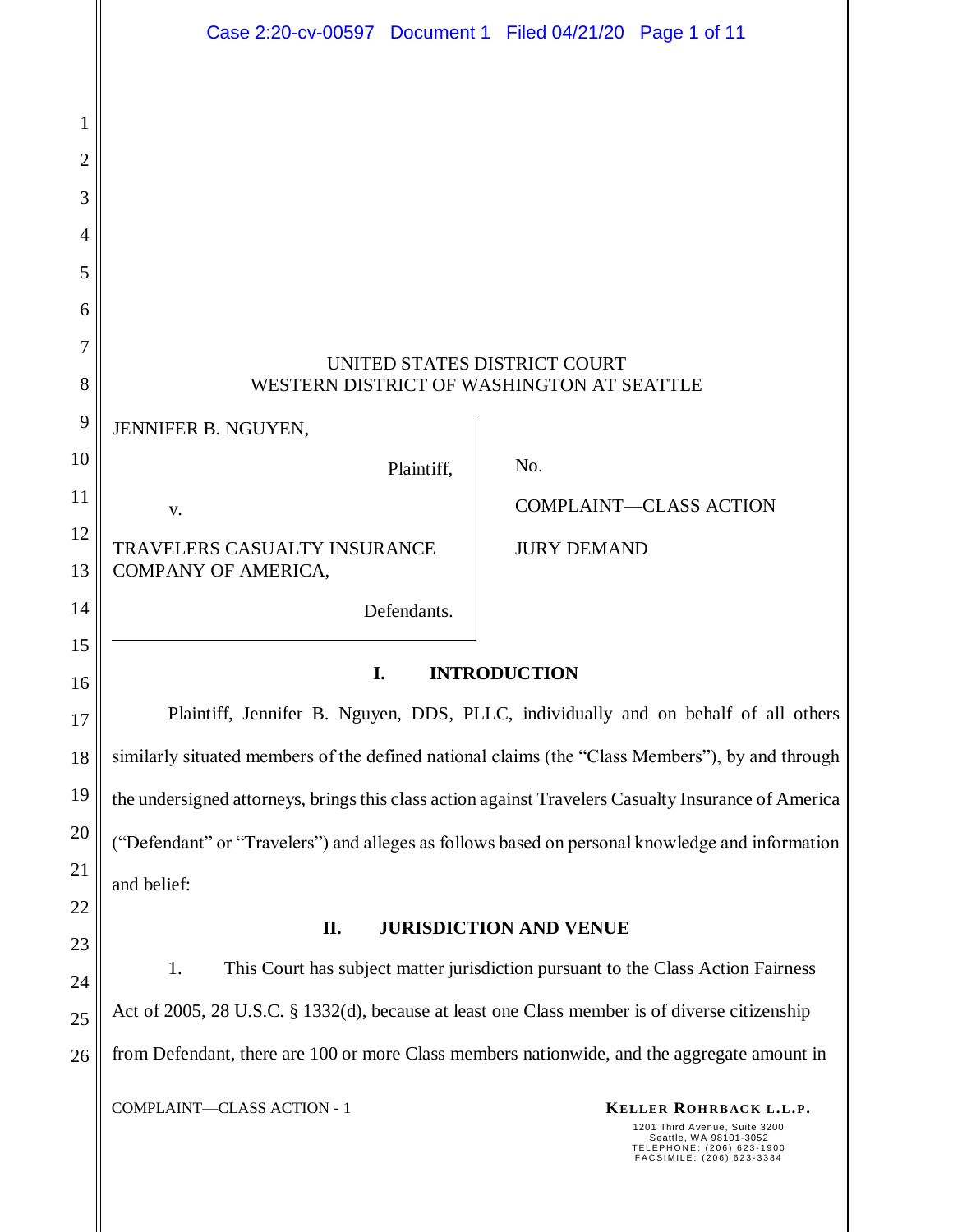UNITED STATES DISTRICT COURT
WESTERN DISTRICT OF WASHINGTON AT SEATTLE

| | |
|---|---|
| JENNIFER B. NGUYEN,<br><br>Plaintiff,<br><br>v.<br><br>TRAVELERS CASUALTY INSURANCE COMPANY OF AMERICA,<br><br>Defendants. | No.<br><br>COMPLAINT—CLASS ACTION<br><br>JURY DEMAND |

## I. INTRODUCTION

Plaintiff, Jennifer B. Nguyen, DDS, PLLC, individually and on behalf of all others similarly situated members of the defined national claims (the "Class Members"), by and through the undersigned attorneys, brings this class action against Travelers Casualty Insurance of America ("Defendant" or "Travelers") and alleges as follows based on personal knowledge and information and belief:

## II. JURISDICTION AND VENUE

1. This Court has subject matter jurisdiction pursuant to the Class Action Fairness Act of 2005, 28 U.S.C. § 1332(d), because at least one Class member is of diverse citizenship from Defendant, there are 100 or more Class members nationwide, and the aggregate amount in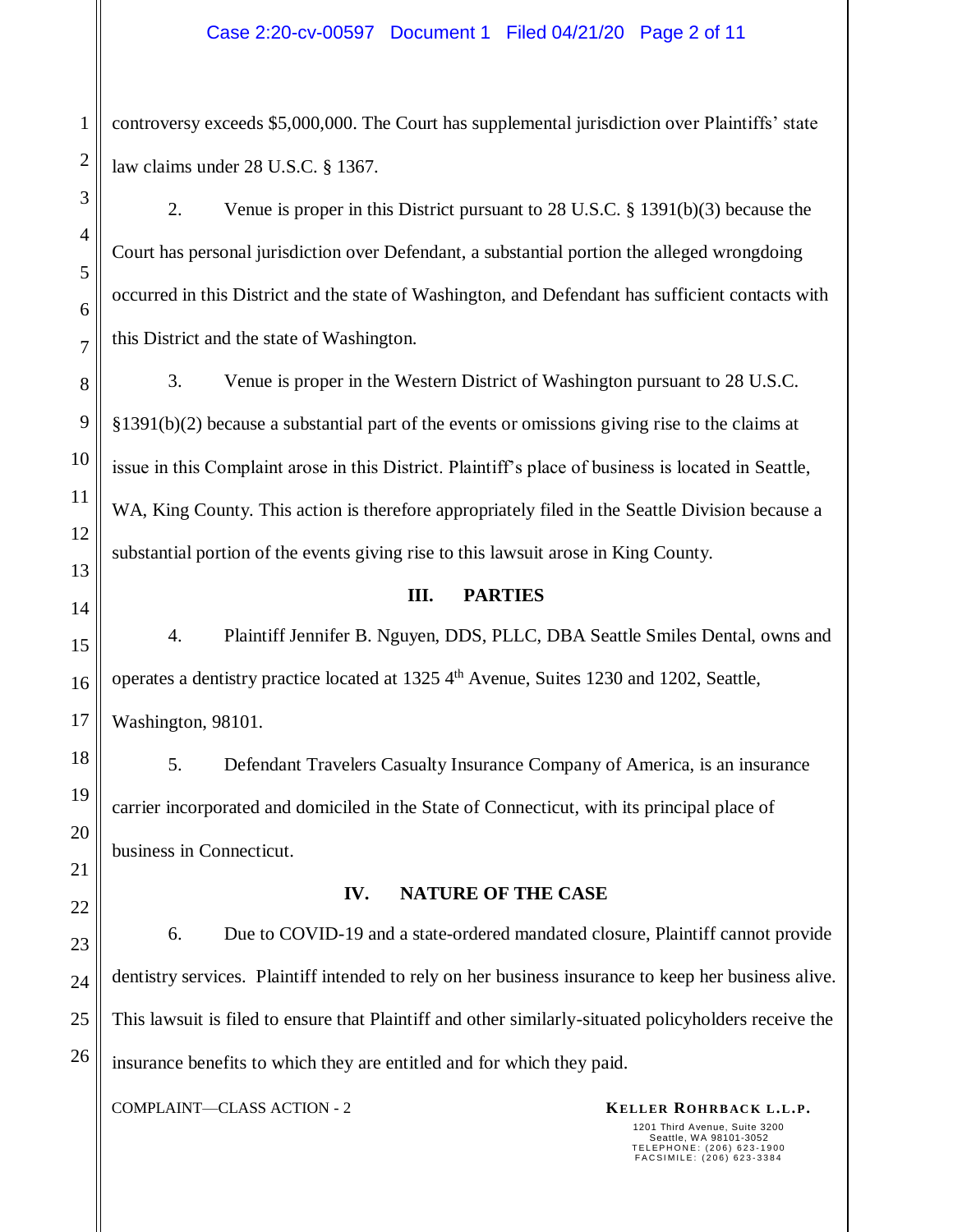controversy exceeds $5,000,000. The Court has supplemental jurisdiction over Plaintiffs' state law claims under 28 U.S.C. § 1367.

2. Venue is proper in this District pursuant to 28 U.S.C. § 1391(b)(3) because the Court has personal jurisdiction over Defendant, a substantial portion the alleged wrongdoing occurred in this District and the state of Washington, and Defendant has sufficient contacts with this District and the state of Washington.

3. Venue is proper in the Western District of Washington pursuant to 28 U.S.C. §1391(b)(2) because a substantial part of the events or omissions giving rise to the claims at issue in this Complaint arose in this District. Plaintiff's place of business is located in Seattle, WA, King County. This action is therefore appropriately filed in the Seattle Division because a substantial portion of the events giving rise to this lawsuit arose in King County.

## III. PARTIES

4. Plaintiff Jennifer B. Nguyen, DDS, PLLC, DBA Seattle Smiles Dental, owns and operates a dentistry practice located at 1325 4th Avenue, Suites 1230 and 1202, Seattle, Washington, 98101.

5. Defendant Travelers Casualty Insurance Company of America, is an insurance carrier incorporated and domiciled in the State of Connecticut, with its principal place of business in Connecticut.

## IV. NATURE OF THE CASE

6. Due to COVID-19 and a state-ordered mandated closure, Plaintiff cannot provide dentistry services. Plaintiff intended to rely on her business insurance to keep her business alive. This lawsuit is filed to ensure that Plaintiff and other similarly-situated policyholders receive the insurance benefits to which they are entitled and for which they paid.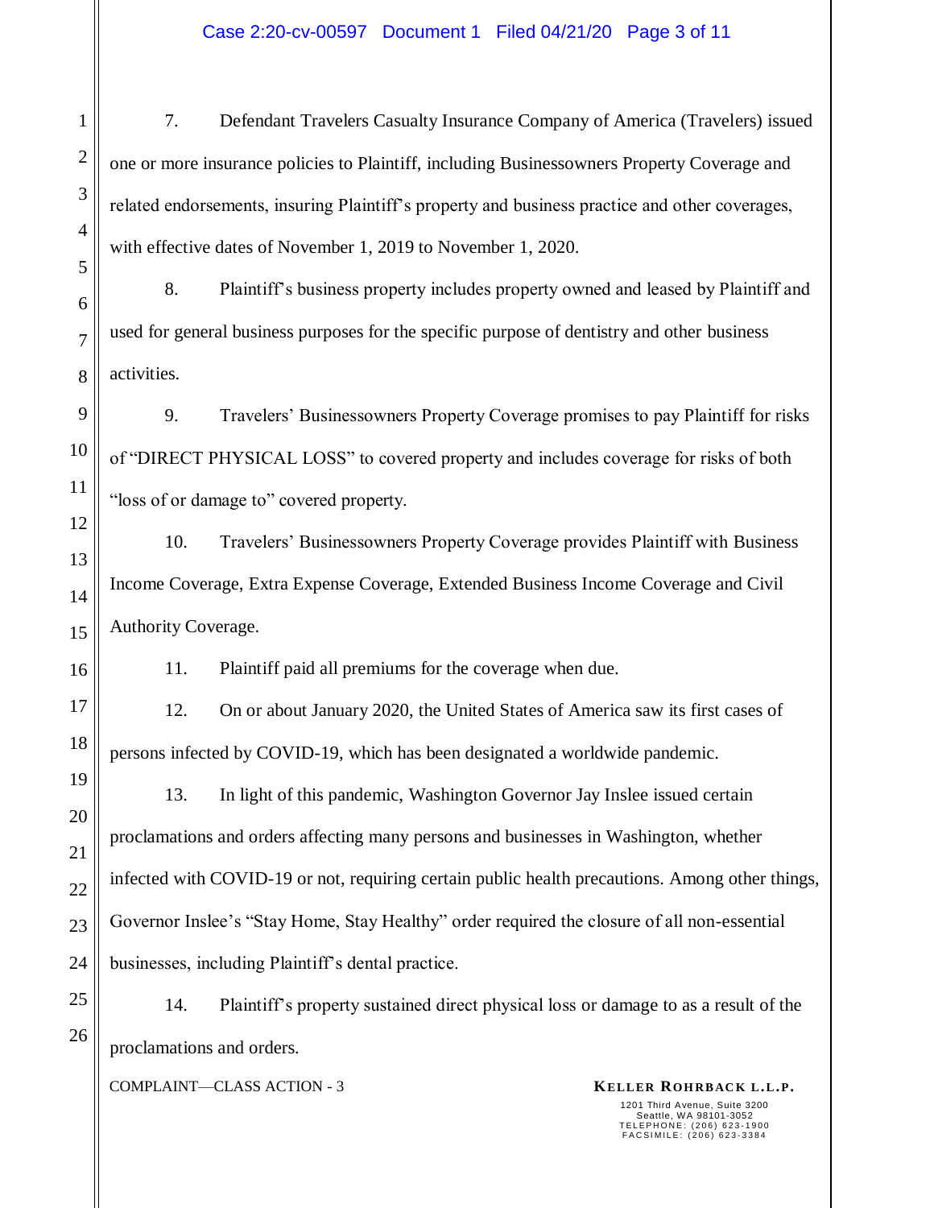7. Defendant Travelers Casualty Insurance Company of America (Travelers) issued one or more insurance policies to Plaintiff, including Businessowners Property Coverage and related endorsements, insuring Plaintiff's property and business practice and other coverages, with effective dates of November 1, 2019 to November 1, 2020.

8. Plaintiff's business property includes property owned and leased by Plaintiff and used for general business purposes for the specific purpose of dentistry and other business activities.

9. Travelers' Businessowners Property Coverage promises to pay Plaintiff for risks of "DIRECT PHYSICAL LOSS" to covered property and includes coverage for risks of both "loss of or damage to" covered property.

10. Travelers' Businessowners Property Coverage provides Plaintiff with Business Income Coverage, Extra Expense Coverage, Extended Business Income Coverage and Civil Authority Coverage.

11. Plaintiff paid all premiums for the coverage when due.

12. On or about January 2020, the United States of America saw its first cases of persons infected by COVID-19, which has been designated a worldwide pandemic.

13. In light of this pandemic, Washington Governor Jay Inslee issued certain proclamations and orders affecting many persons and businesses in Washington, whether infected with COVID-19 or not, requiring certain public health precautions. Among other things, Governor Inslee's "Stay Home, Stay Healthy" order required the closure of all non-essential businesses, including Plaintiff's dental practice.

14. Plaintiff's property sustained direct physical loss or damage to as a result of the proclamations and orders.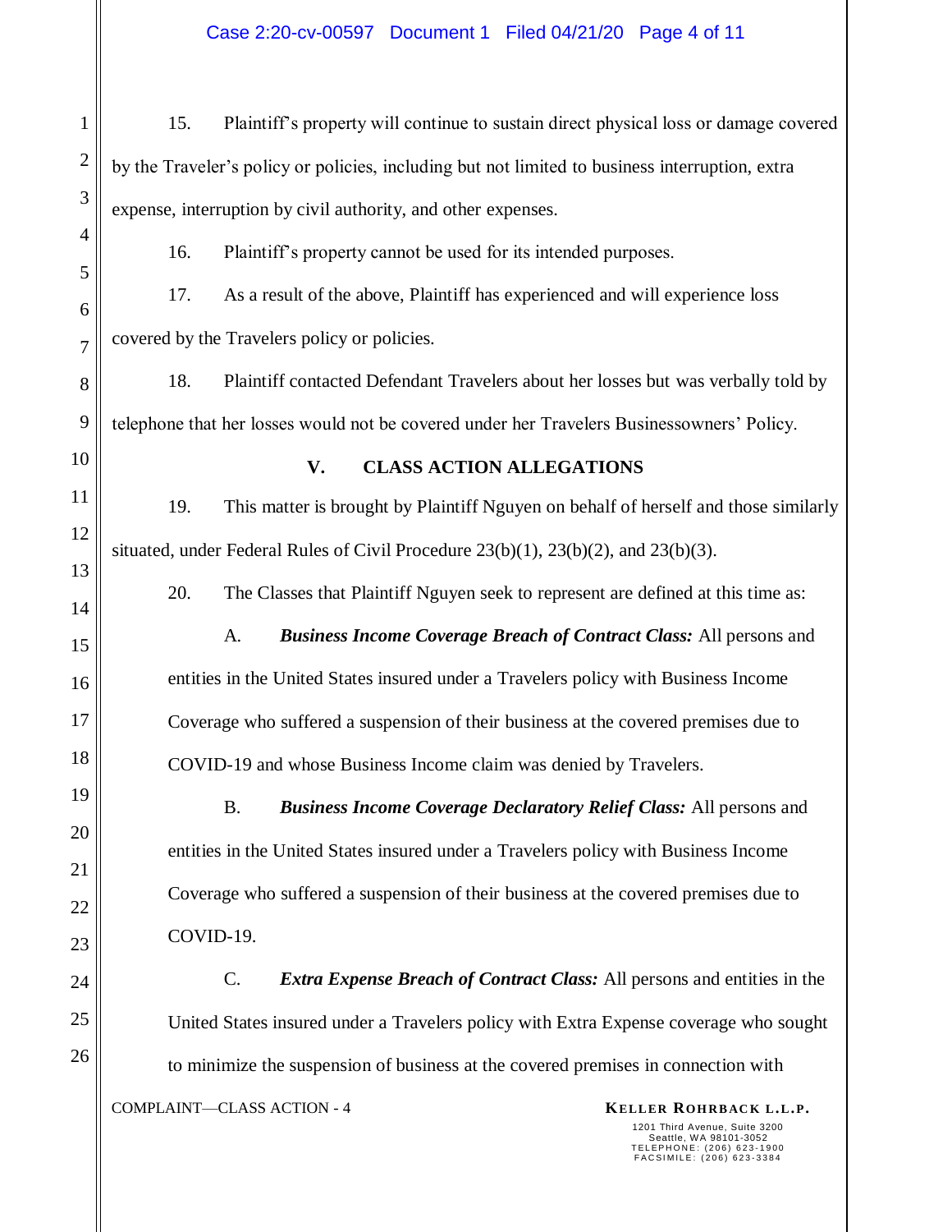15. Plaintiff's property will continue to sustain direct physical loss or damage covered by the Traveler's policy or policies, including but not limited to business interruption, extra expense, interruption by civil authority, and other expenses.

16. Plaintiff's property cannot be used for its intended purposes.

17. As a result of the above, Plaintiff has experienced and will experience loss covered by the Travelers policy or policies.

18. Plaintiff contacted Defendant Travelers about her losses but was verbally told by telephone that her losses would not be covered under her Travelers Businessowners' Policy.

## V. CLASS ACTION ALLEGATIONS

19. This matter is brought by Plaintiff Nguyen on behalf of herself and those similarly situated, under Federal Rules of Civil Procedure 23(b)(1), 23(b)(2), and 23(b)(3).

20. The Classes that Plaintiff Nguyen seek to represent are defined at this time as:

A. ***Business Income Coverage Breach of Contract Class:*** All persons and entities in the United States insured under a Travelers policy with Business Income Coverage who suffered a suspension of their business at the covered premises due to COVID-19 and whose Business Income claim was denied by Travelers.

B. ***Business Income Coverage Declaratory Relief Class:*** All persons and entities in the United States insured under a Travelers policy with Business Income Coverage who suffered a suspension of their business at the covered premises due to COVID-19.

C. ***Extra Expense Breach of Contract Class:*** All persons and entities in the United States insured under a Travelers policy with Extra Expense coverage who sought to minimize the suspension of business at the covered premises in connection with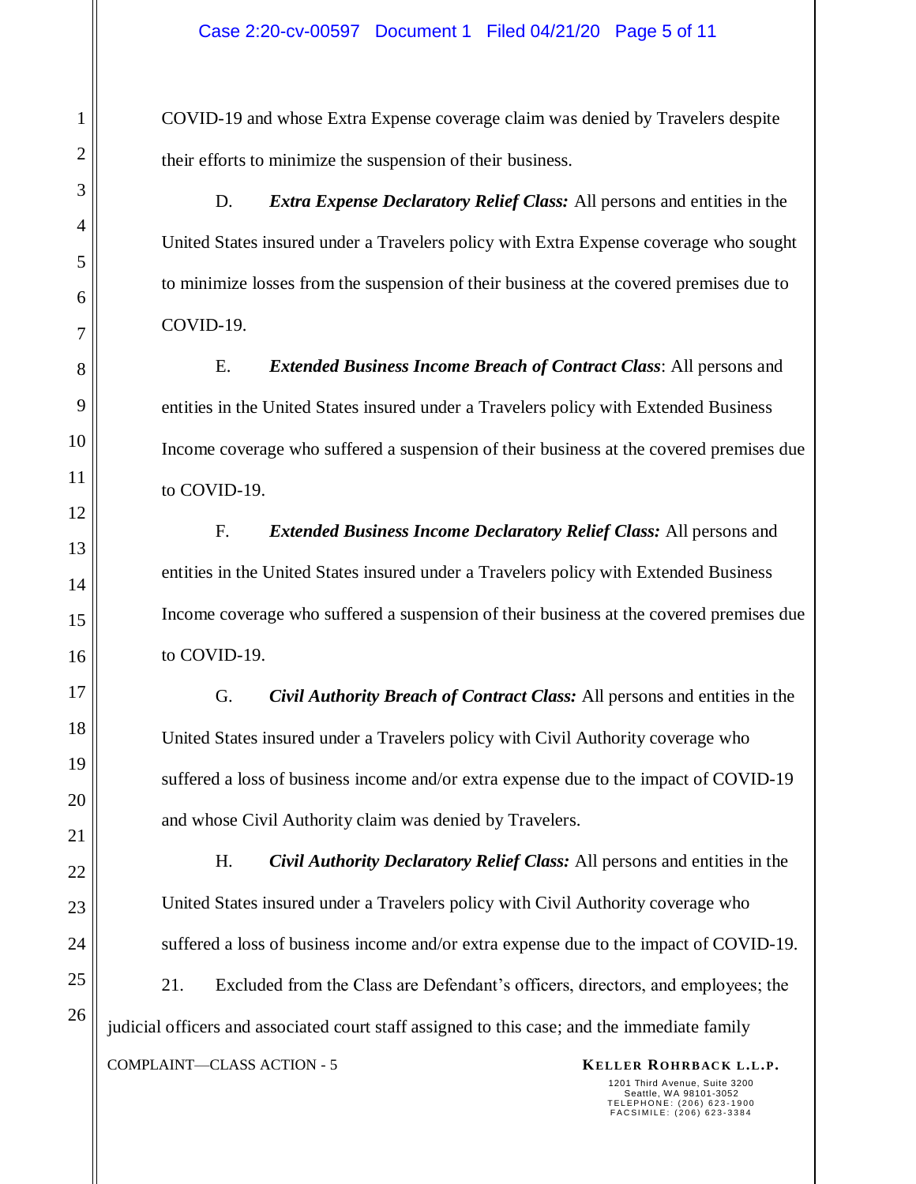COVID-19 and whose Extra Expense coverage claim was denied by Travelers despite their efforts to minimize the suspension of their business.

D. ***Extra Expense Declaratory Relief Class:*** All persons and entities in the United States insured under a Travelers policy with Extra Expense coverage who sought to minimize losses from the suspension of their business at the covered premises due to COVID-19.

E. ***Extended Business Income Breach of Contract Class***: All persons and entities in the United States insured under a Travelers policy with Extended Business Income coverage who suffered a suspension of their business at the covered premises due to COVID-19.

F. ***Extended Business Income Declaratory Relief Class:*** All persons and entities in the United States insured under a Travelers policy with Extended Business Income coverage who suffered a suspension of their business at the covered premises due to COVID-19.

G. ***Civil Authority Breach of Contract Class:*** All persons and entities in the United States insured under a Travelers policy with Civil Authority coverage who suffered a loss of business income and/or extra expense due to the impact of COVID-19 and whose Civil Authority claim was denied by Travelers.

H. ***Civil Authority Declaratory Relief Class:*** All persons and entities in the United States insured under a Travelers policy with Civil Authority coverage who suffered a loss of business income and/or extra expense due to the impact of COVID-19.

21. Excluded from the Class are Defendant's officers, directors, and employees; the judicial officers and associated court staff assigned to this case; and the immediate family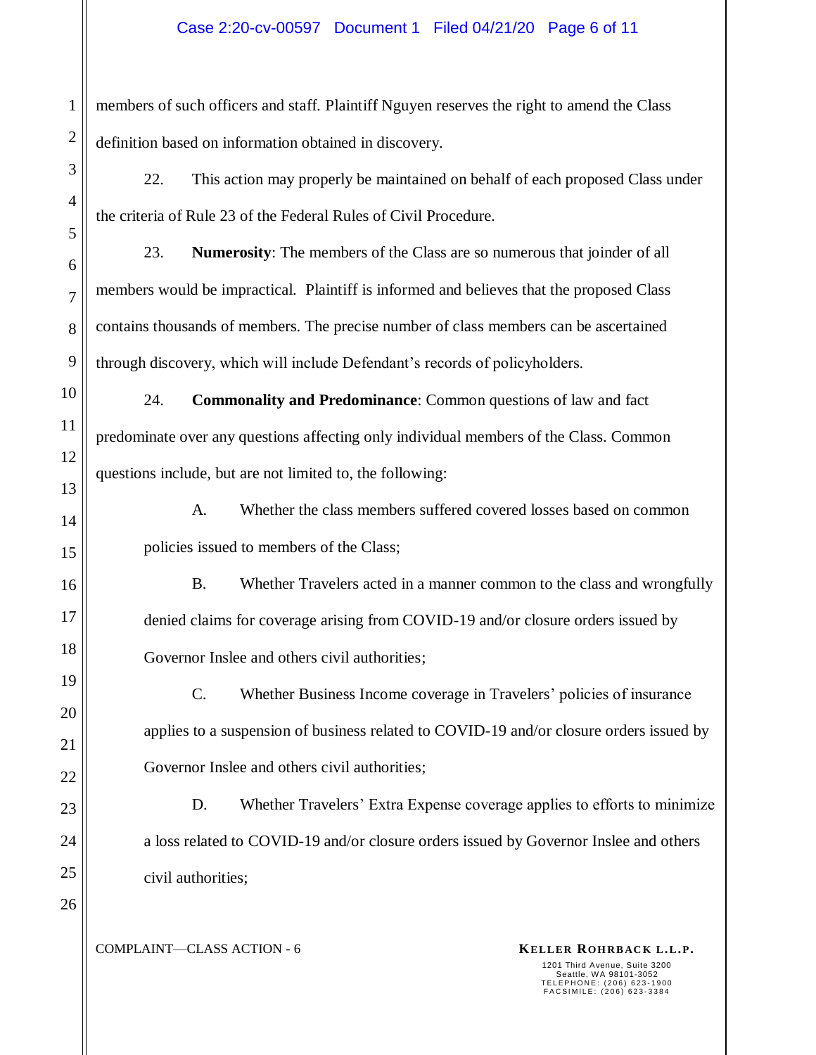members of such officers and staff. Plaintiff Nguyen reserves the right to amend the Class definition based on information obtained in discovery.

22. This action may properly be maintained on behalf of each proposed Class under the criteria of Rule 23 of the Federal Rules of Civil Procedure.

23. **Numerosity**: The members of the Class are so numerous that joinder of all members would be impractical. Plaintiff is informed and believes that the proposed Class contains thousands of members. The precise number of class members can be ascertained through discovery, which will include Defendant's records of policyholders.

24. **Commonality and Predominance**: Common questions of law and fact predominate over any questions affecting only individual members of the Class. Common questions include, but are not limited to, the following:

A. Whether the class members suffered covered losses based on common policies issued to members of the Class;

B. Whether Travelers acted in a manner common to the class and wrongfully denied claims for coverage arising from COVID-19 and/or closure orders issued by Governor Inslee and others civil authorities;

C. Whether Business Income coverage in Travelers' policies of insurance applies to a suspension of business related to COVID-19 and/or closure orders issued by Governor Inslee and others civil authorities;

D. Whether Travelers' Extra Expense coverage applies to efforts to minimize a loss related to COVID-19 and/or closure orders issued by Governor Inslee and others civil authorities;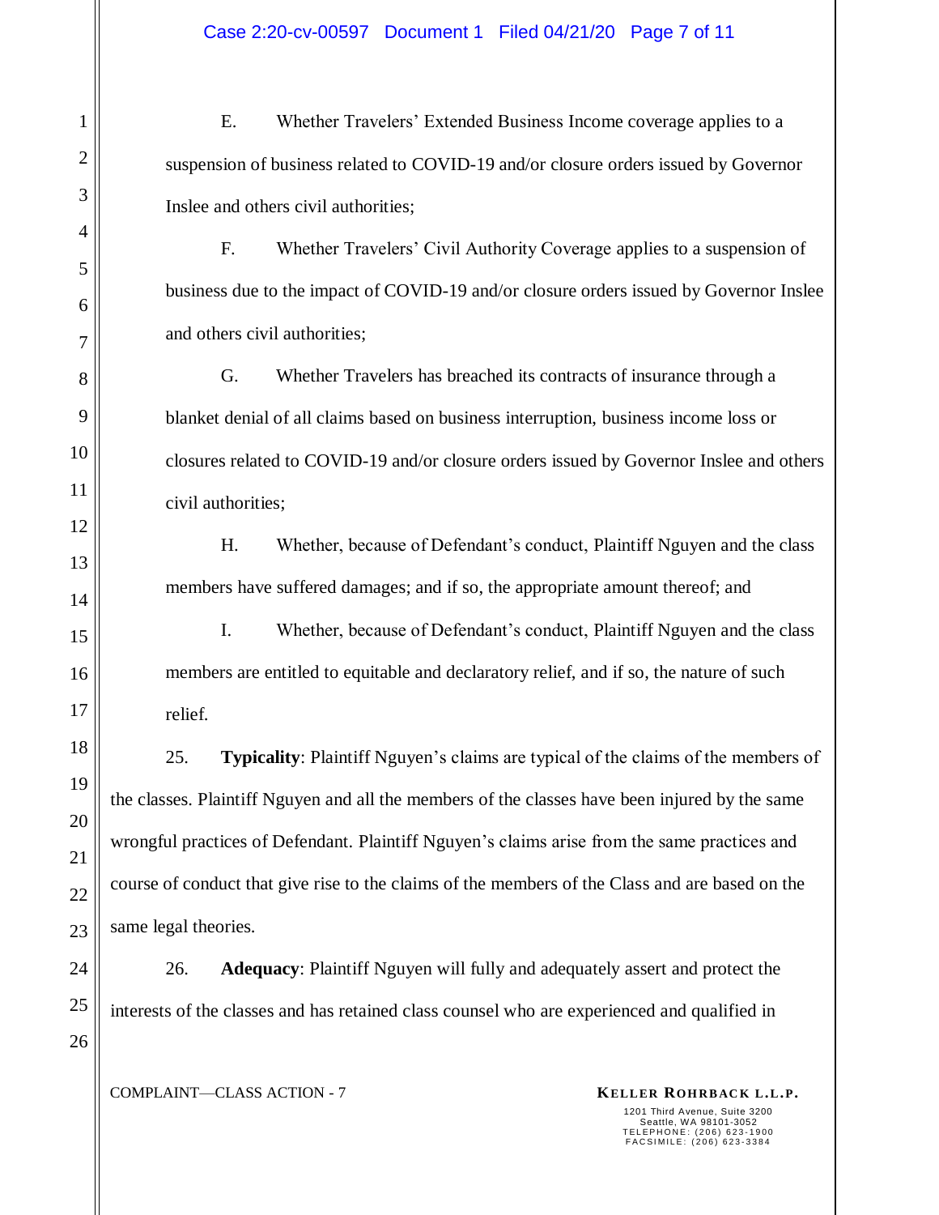E. Whether Travelers' Extended Business Income coverage applies to a suspension of business related to COVID-19 and/or closure orders issued by Governor Inslee and others civil authorities;

F. Whether Travelers' Civil Authority Coverage applies to a suspension of business due to the impact of COVID-19 and/or closure orders issued by Governor Inslee and others civil authorities;

G. Whether Travelers has breached its contracts of insurance through a blanket denial of all claims based on business interruption, business income loss or closures related to COVID-19 and/or closure orders issued by Governor Inslee and others civil authorities;

H. Whether, because of Defendant's conduct, Plaintiff Nguyen and the class members have suffered damages; and if so, the appropriate amount thereof; and

I. Whether, because of Defendant's conduct, Plaintiff Nguyen and the class members are entitled to equitable and declaratory relief, and if so, the nature of such relief.

25. **Typicality**: Plaintiff Nguyen's claims are typical of the claims of the members of the classes. Plaintiff Nguyen and all the members of the classes have been injured by the same wrongful practices of Defendant. Plaintiff Nguyen's claims arise from the same practices and course of conduct that give rise to the claims of the members of the Class and are based on the same legal theories.

26. **Adequacy**: Plaintiff Nguyen will fully and adequately assert and protect the interests of the classes and has retained class counsel who are experienced and qualified in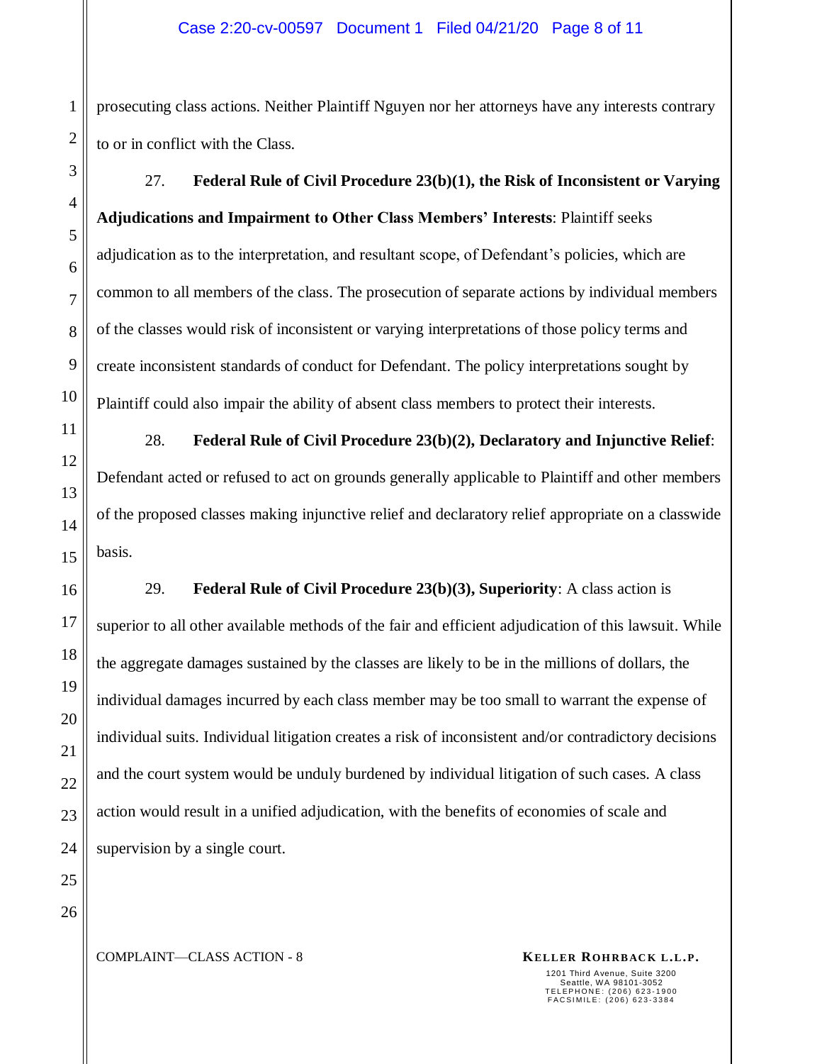prosecuting class actions. Neither Plaintiff Nguyen nor her attorneys have any interests contrary to or in conflict with the Class.

27. **Federal Rule of Civil Procedure 23(b)(1), the Risk of Inconsistent or Varying Adjudications and Impairment to Other Class Members' Interests**: Plaintiff seeks adjudication as to the interpretation, and resultant scope, of Defendant's policies, which are common to all members of the class. The prosecution of separate actions by individual members of the classes would risk of inconsistent or varying interpretations of those policy terms and create inconsistent standards of conduct for Defendant. The policy interpretations sought by Plaintiff could also impair the ability of absent class members to protect their interests.

28. **Federal Rule of Civil Procedure 23(b)(2), Declaratory and Injunctive Relief**: Defendant acted or refused to act on grounds generally applicable to Plaintiff and other members of the proposed classes making injunctive relief and declaratory relief appropriate on a classwide basis.

29. **Federal Rule of Civil Procedure 23(b)(3), Superiority**: A class action is superior to all other available methods of the fair and efficient adjudication of this lawsuit. While the aggregate damages sustained by the classes are likely to be in the millions of dollars, the individual damages incurred by each class member may be too small to warrant the expense of individual suits. Individual litigation creates a risk of inconsistent and/or contradictory decisions and the court system would be unduly burdened by individual litigation of such cases. A class action would result in a unified adjudication, with the benefits of economies of scale and supervision by a single court.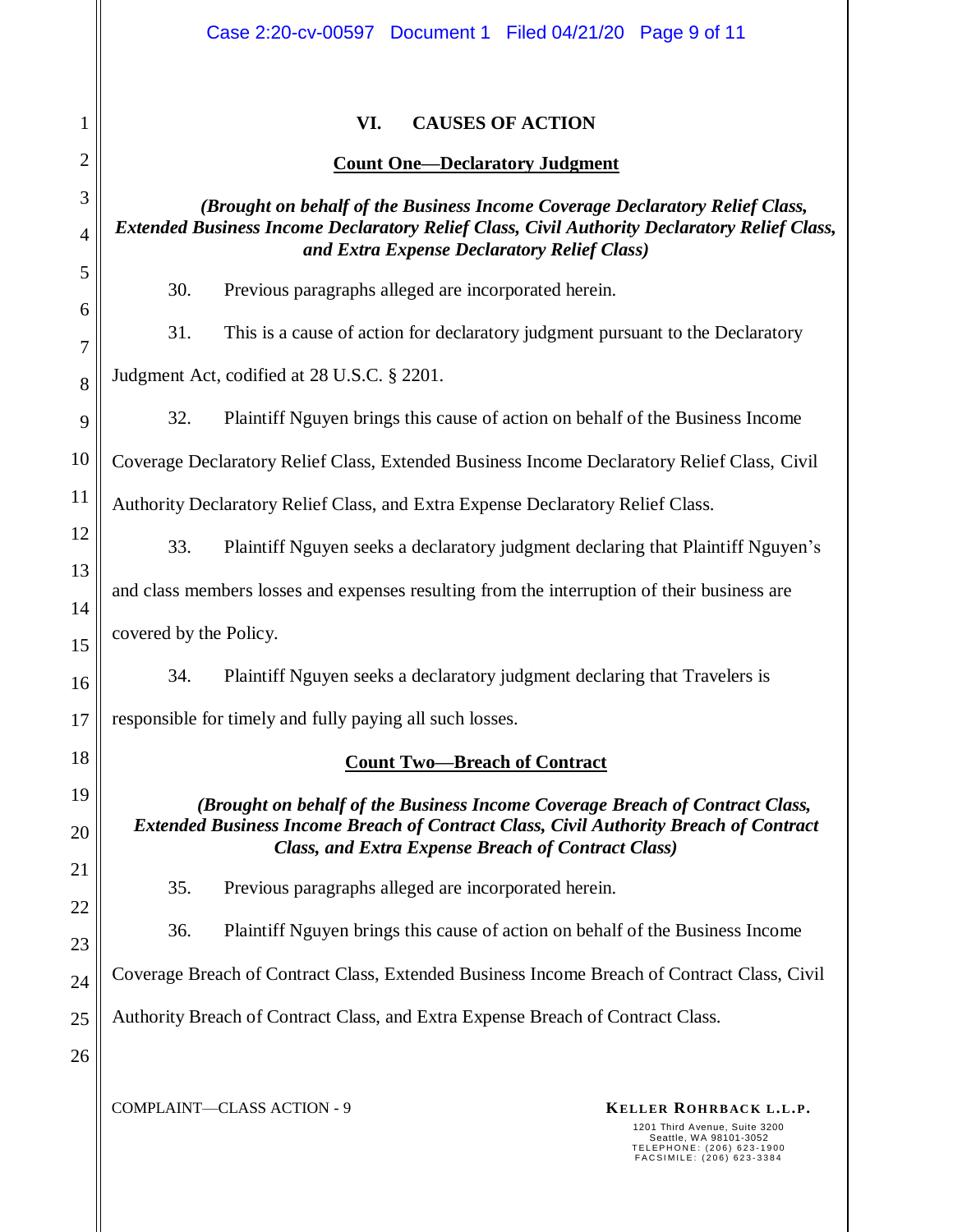## VI. CAUSES OF ACTION

### Count One—Declaratory Judgment

***(Brought on behalf of the Business Income Coverage Declaratory Relief Class, Extended Business Income Declaratory Relief Class, Civil Authority Declaratory Relief Class, and Extra Expense Declaratory Relief Class)***

30. Previous paragraphs alleged are incorporated herein.

31. This is a cause of action for declaratory judgment pursuant to the Declaratory Judgment Act, codified at 28 U.S.C. § 2201.

32. Plaintiff Nguyen brings this cause of action on behalf of the Business Income Coverage Declaratory Relief Class, Extended Business Income Declaratory Relief Class, Civil Authority Declaratory Relief Class, and Extra Expense Declaratory Relief Class.

33. Plaintiff Nguyen seeks a declaratory judgment declaring that Plaintiff Nguyen's and class members losses and expenses resulting from the interruption of their business are covered by the Policy.

34. Plaintiff Nguyen seeks a declaratory judgment declaring that Travelers is responsible for timely and fully paying all such losses.

### Count Two—Breach of Contract

***(Brought on behalf of the Business Income Coverage Breach of Contract Class, Extended Business Income Breach of Contract Class, Civil Authority Breach of Contract Class, and Extra Expense Breach of Contract Class)***

35. Previous paragraphs alleged are incorporated herein.

36. Plaintiff Nguyen brings this cause of action on behalf of the Business Income Coverage Breach of Contract Class, Extended Business Income Breach of Contract Class, Civil Authority Breach of Contract Class, and Extra Expense Breach of Contract Class.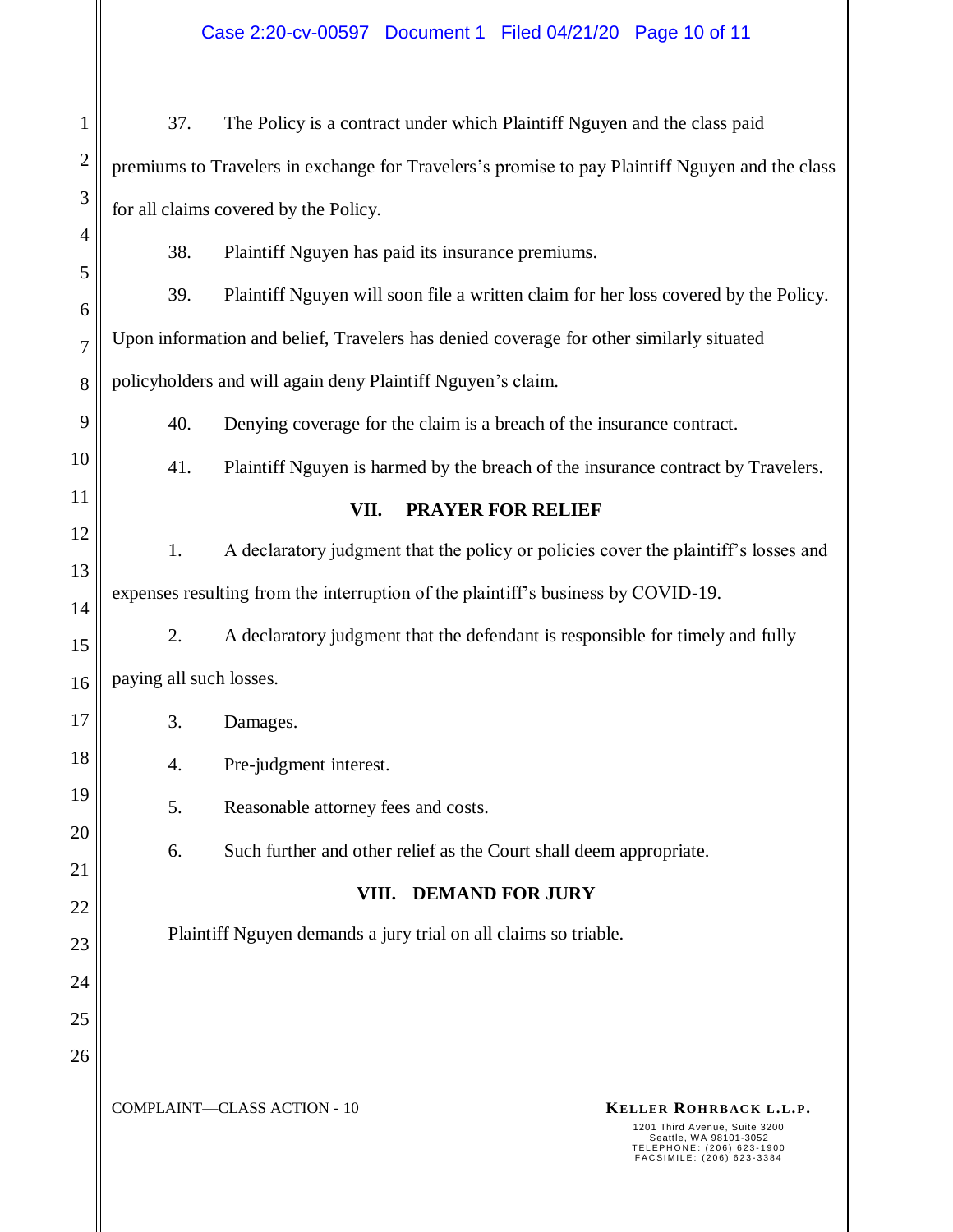37. The Policy is a contract under which Plaintiff Nguyen and the class paid premiums to Travelers in exchange for Travelers's promise to pay Plaintiff Nguyen and the class for all claims covered by the Policy.

38. Plaintiff Nguyen has paid its insurance premiums.

39. Plaintiff Nguyen will soon file a written claim for her loss covered by the Policy. Upon information and belief, Travelers has denied coverage for other similarly situated policyholders and will again deny Plaintiff Nguyen's claim.

40. Denying coverage for the claim is a breach of the insurance contract.

41. Plaintiff Nguyen is harmed by the breach of the insurance contract by Travelers.

## VII. PRAYER FOR RELIEF

1. A declaratory judgment that the policy or policies cover the plaintiff's losses and expenses resulting from the interruption of the plaintiff's business by COVID-19.

2. A declaratory judgment that the defendant is responsible for timely and fully paying all such losses.

3. Damages.

4. Pre-judgment interest.

5. Reasonable attorney fees and costs.

6. Such further and other relief as the Court shall deem appropriate.

## VIII. DEMAND FOR JURY

Plaintiff Nguyen demands a jury trial on all claims so triable.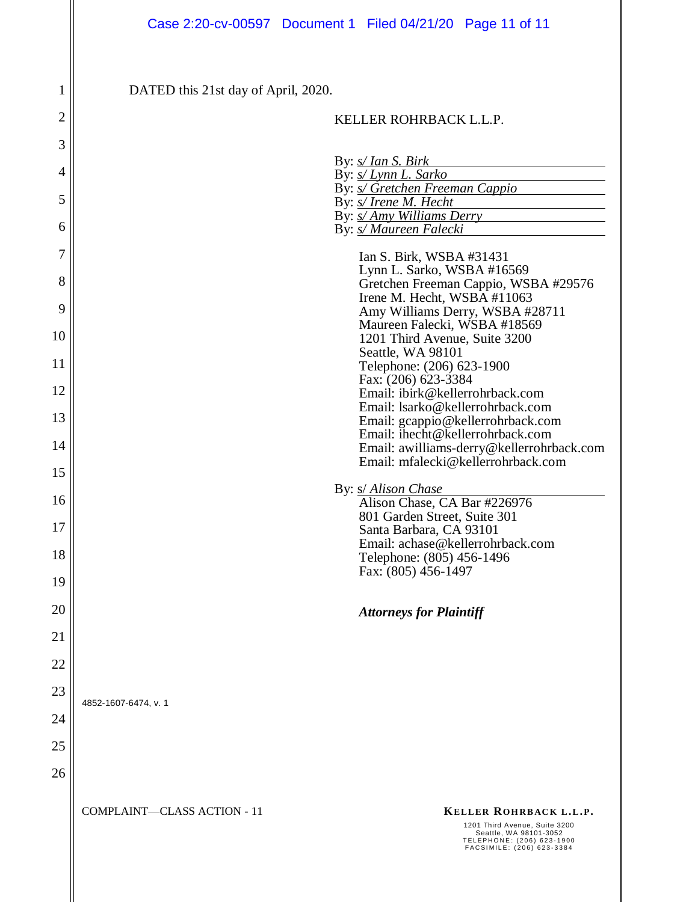DATED this 21st day of April, 2020.

KELLER ROHRBACK L.L.P.

By: *s/ Ian S. Birk*
By: *s/ Lynn L. Sarko*
By: *s/ Gretchen Freeman Cappio*
By: *s/ Irene M. Hecht*
By: *s/ Amy Williams Derry*
By: *s/ Maureen Falecki*

Ian S. Birk, WSBA #31431
Lynn L. Sarko, WSBA #16569
Gretchen Freeman Cappio, WSBA #29576
Irene M. Hecht, WSBA #11063
Amy Williams Derry, WSBA #28711
Maureen Falecki, WSBA #18569
1201 Third Avenue, Suite 3200
Seattle, WA 98101
Telephone: (206) 623-1900
Fax: (206) 623-3384
Email: ibirk@kellerrohrback.com
Email: lsarko@kellerrohrback.com
Email: gcappio@kellerrohrback.com
Email: ihecht@kellerrohrback.com
Email: awilliams-derry@kellerrohrback.com
Email: mfalecki@kellerrohrback.com

By: s/ *Alison Chase*
Alison Chase, CA Bar #226976
801 Garden Street, Suite 301
Santa Barbara, CA 93101
Email: achase@kellerrohrback.com
Telephone: (805) 456-1496
Fax: (805) 456-1497

***Attorneys for Plaintiff***

4852-1607-6474, v. 1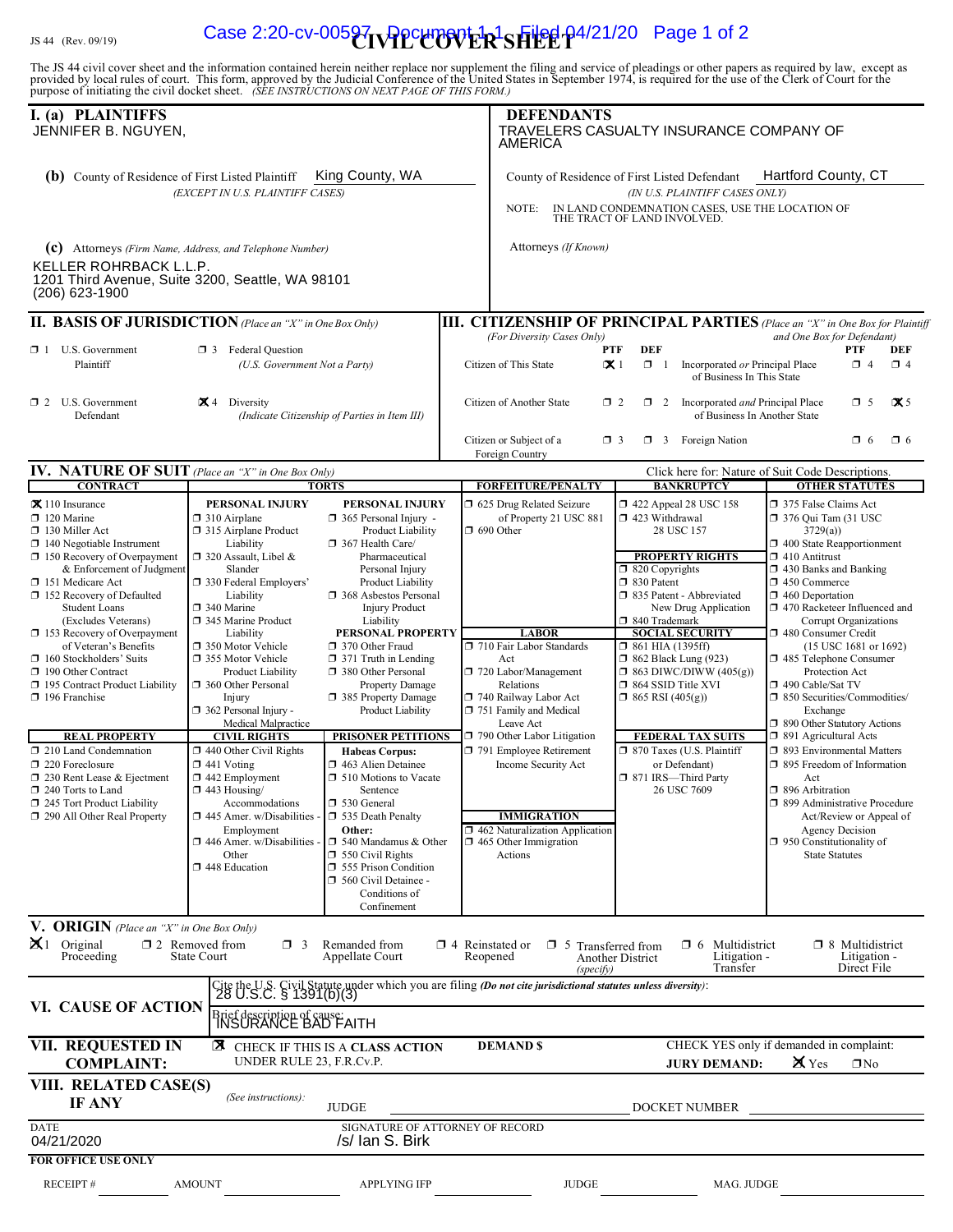JS 44 (Rev. 09/19)

# CIVIL COVER SHEET

The JS 44 civil cover sheet and the information contained herein neither replace nor supplement the filing and service of pleadings or other papers as required by law, except as provided by local rules of court. This form, approved by the Judicial Conference of the United States in September 1974, is required for the use of the Clerk of Court for the purpose of initiating the civil docket sheet. *(SEE INSTRUCTIONS ON NEXT PAGE OF THIS FORM.)*

## I. (a) PLAINTIFFS

JENNIFER B. NGUYEN,

## DEFENDANTS

TRAVELERS CASUALTY INSURANCE COMPANY OF AMERICA

**(b)** County of Residence of First Listed Plaintiff: King County, WA
*(EXCEPT IN U.S. PLAINTIFF CASES)*

County of Residence of First Listed Defendant: Hartford County, CT
*(IN U.S. PLAINTIFF CASES ONLY)*

NOTE: IN LAND CONDEMNATION CASES, USE THE LOCATION OF THE TRACT OF LAND INVOLVED.

**(c)** Attorneys *(Firm Name, Address, and Telephone Number)*

KELLER ROHRBACK L.L.P.
1201 Third Avenue, Suite 3200, Seattle, WA 98101
(206) 623-1900

Attorneys *(If Known)*

## II. BASIS OF JURISDICTION *(Place an "X" in One Box Only)*

- ☐ 1 U.S. Government Plaintiff
- ☐ 3 Federal Question *(U.S. Government Not a Party)*
- ☐ 2 U.S. Government Defendant
- ☒ 4 Diversity *(Indicate Citizenship of Parties in Item III)*

## III. CITIZENSHIP OF PRINCIPAL PARTIES *(Place an "X" in One Box for Plaintiff and One Box for Defendant)* *(For Diversity Cases Only)*

| | PTF | DEF | | PTF | DEF |
|---|---|---|---|---|---|
| Citizen of This State | ☒ 1 | ☐ 1 | Incorporated *or* Principal Place of Business In This State | ☐ 4 | ☐ 4 |
| Citizen of Another State | ☐ 2 | ☐ 2 | Incorporated *and* Principal Place of Business In Another State | ☐ 5 | ☒ 5 |
| Citizen or Subject of a Foreign Country | ☐ 3 | ☐ 3 | Foreign Nation | ☐ 6 | ☐ 6 |

## IV. NATURE OF SUIT *(Place an "X" in One Box Only)*

Click here for: Nature of Suit Code Descriptions.

**CONTRACT**
- ☒ 110 Insurance
- ☐ 120 Marine
- ☐ 130 Miller Act
- ☐ 140 Negotiable Instrument
- ☐ 150 Recovery of Overpayment & Enforcement of Judgment
- ☐ 151 Medicare Act
- ☐ 152 Recovery of Defaulted Student Loans (Excludes Veterans)
- ☐ 153 Recovery of Overpayment of Veteran's Benefits
- ☐ 160 Stockholders' Suits
- ☐ 190 Other Contract
- ☐ 195 Contract Product Liability
- ☐ 196 Franchise

**REAL PROPERTY**
- ☐ 210 Land Condemnation
- ☐ 220 Foreclosure
- ☐ 230 Rent Lease & Ejectment
- ☐ 240 Torts to Land
- ☐ 245 Tort Product Liability
- ☐ 290 All Other Real Property

**TORTS — PERSONAL INJURY**
- ☐ 310 Airplane
- ☐ 315 Airplane Product Liability
- ☐ 320 Assault, Libel & Slander
- ☐ 330 Federal Employers' Liability
- ☐ 340 Marine
- ☐ 345 Marine Product Liability
- ☐ 350 Motor Vehicle
- ☐ 355 Motor Vehicle Product Liability
- ☐ 360 Other Personal Injury
- ☐ 362 Personal Injury - Medical Malpractice

**PERSONAL INJURY**
- ☐ 365 Personal Injury - Product Liability
- ☐ 367 Health Care/ Pharmaceutical Personal Injury Product Liability
- ☐ 368 Asbestos Personal Injury Product Liability

**PERSONAL PROPERTY**
- ☐ 370 Other Fraud
- ☐ 371 Truth in Lending
- ☐ 380 Other Personal Property Damage
- ☐ 385 Property Damage Product Liability

**CIVIL RIGHTS**
- ☐ 440 Other Civil Rights
- ☐ 441 Voting
- ☐ 442 Employment
- ☐ 443 Housing/ Accommodations
- ☐ 445 Amer. w/Disabilities - Employment
- ☐ 446 Amer. w/Disabilities - Other
- ☐ 448 Education

**PRISONER PETITIONS**
Habeas Corpus:
- ☐ 463 Alien Detainee
- ☐ 510 Motions to Vacate Sentence
- ☐ 530 General
- ☐ 535 Death Penalty

Other:
- ☐ 540 Mandamus & Other
- ☐ 550 Civil Rights
- ☐ 555 Prison Condition
- ☐ 560 Civil Detainee - Conditions of Confinement

**FORFEITURE/PENALTY**
- ☐ 625 Drug Related Seizure of Property 21 USC 881
- ☐ 690 Other

**LABOR**
- ☐ 710 Fair Labor Standards Act
- ☐ 720 Labor/Management Relations
- ☐ 740 Railway Labor Act
- ☐ 751 Family and Medical Leave Act
- ☐ 790 Other Labor Litigation
- ☐ 791 Employee Retirement Income Security Act

**IMMIGRATION**
- ☐ 462 Naturalization Application
- ☐ 465 Other Immigration Actions

**BANKRUPTCY**
- ☐ 422 Appeal 28 USC 158
- ☐ 423 Withdrawal 28 USC 157

**PROPERTY RIGHTS**
- ☐ 820 Copyrights
- ☐ 830 Patent
- ☐ 835 Patent - Abbreviated New Drug Application
- ☐ 840 Trademark

**SOCIAL SECURITY**
- ☐ 861 HIA (1395ff)
- ☐ 862 Black Lung (923)
- ☐ 863 DIWC/DIWW (405(g))
- ☐ 864 SSID Title XVI
- ☐ 865 RSI (405(g))

**FEDERAL TAX SUITS**
- ☐ 870 Taxes (U.S. Plaintiff or Defendant)
- ☐ 871 IRS—Third Party 26 USC 7609

**OTHER STATUTES**
- ☐ 375 False Claims Act
- ☐ 376 Qui Tam (31 USC 3729(a))
- ☐ 400 State Reapportionment
- ☐ 410 Antitrust
- ☐ 430 Banks and Banking
- ☐ 450 Commerce
- ☐ 460 Deportation
- ☐ 470 Racketeer Influenced and Corrupt Organizations
- ☐ 480 Consumer Credit (15 USC 1681 or 1692)
- ☐ 485 Telephone Consumer Protection Act
- ☐ 490 Cable/Sat TV
- ☐ 850 Securities/Commodities/ Exchange
- ☐ 890 Other Statutory Actions
- ☐ 891 Agricultural Acts
- ☐ 893 Environmental Matters
- ☐ 895 Freedom of Information Act
- ☐ 896 Arbitration
- ☐ 899 Administrative Procedure Act/Review or Appeal of Agency Decision
- ☐ 950 Constitutionality of State Statutes

## V. ORIGIN *(Place an "X" in One Box Only)*

- ☒ 1 Original Proceeding
- ☐ 2 Removed from State Court
- ☐ 3 Remanded from Appellate Court
- ☐ 4 Reinstated or Reopened
- ☐ 5 Transferred from Another District *(specify)*
- ☐ 6 Multidistrict Litigation - Transfer
- ☐ 8 Multidistrict Litigation - Direct File

## VI. CAUSE OF ACTION

Cite the U.S. Civil Statute under which you are filing *(Do not cite jurisdictional statutes unless diversity)*: 28 U.S.C. § 1391(b)(3)

Brief description of cause: INSURANCE BAD FAITH

## VII. REQUESTED IN COMPLAINT:

☒ CHECK IF THIS IS A **CLASS ACTION** UNDER RULE 23, F.R.Cv.P.

**DEMAND $**

CHECK YES only if demanded in complaint:
**JURY DEMAND:** ☒ Yes ☐ No

## VIII. RELATED CASE(S) IF ANY

*(See instructions):* JUDGE ______ DOCKET NUMBER ______

DATE: 04/21/2020

SIGNATURE OF ATTORNEY OF RECORD: /s/ Ian S. Birk

**FOR OFFICE USE ONLY**

RECEIPT # ______ AMOUNT ______ APPLYING IFP ______ JUDGE ______ MAG. JUDGE ______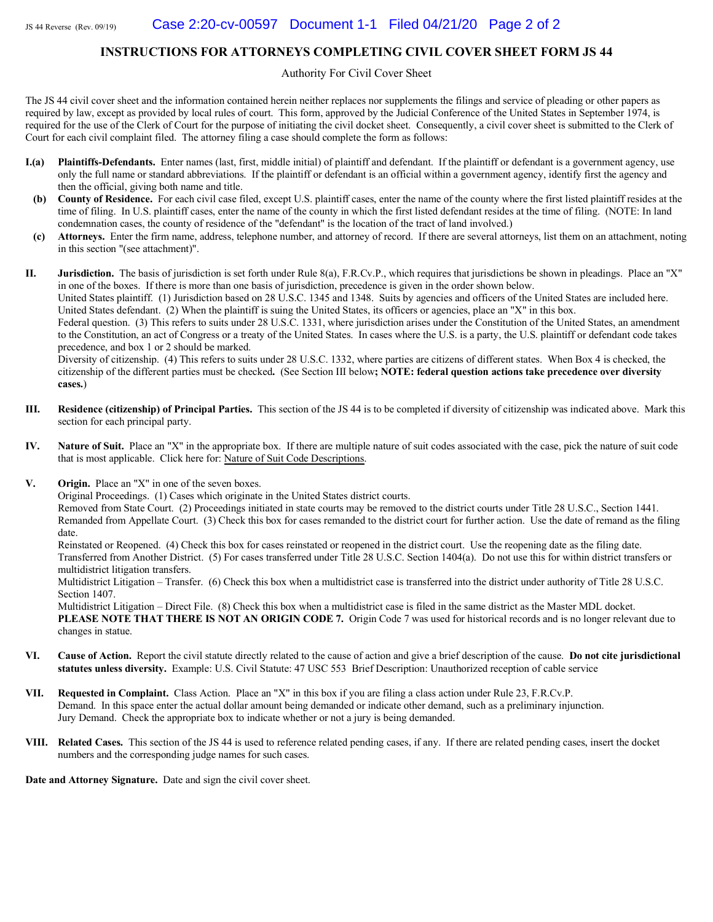# INSTRUCTIONS FOR ATTORNEYS COMPLETING CIVIL COVER SHEET FORM JS 44

Authority For Civil Cover Sheet

The JS 44 civil cover sheet and the information contained herein neither replaces nor supplements the filings and service of pleading or other papers as required by law, except as provided by local rules of court. This form, approved by the Judicial Conference of the United States in September 1974, is required for the use of the Clerk of Court for the purpose of initiating the civil docket sheet. Consequently, a civil cover sheet is submitted to the Clerk of Court for each civil complaint filed. The attorney filing a case should complete the form as follows:

**I.(a) Plaintiffs-Defendants.** Enter names (last, first, middle initial) of plaintiff and defendant. If the plaintiff or defendant is a government agency, use only the full name or standard abbreviations. If the plaintiff or defendant is an official within a government agency, identify first the agency and then the official, giving both name and title.

**(b) County of Residence.** For each civil case filed, except U.S. plaintiff cases, enter the name of the county where the first listed plaintiff resides at the time of filing. In U.S. plaintiff cases, enter the name of the county in which the first listed defendant resides at the time of filing. (NOTE: In land condemnation cases, the county of residence of the "defendant" is the location of the tract of land involved.)

**(c) Attorneys.** Enter the firm name, address, telephone number, and attorney of record. If there are several attorneys, list them on an attachment, noting in this section "(see attachment)".

**II. Jurisdiction.** The basis of jurisdiction is set forth under Rule 8(a), F.R.Cv.P., which requires that jurisdictions be shown in pleadings. Place an "X" in one of the boxes. If there is more than one basis of jurisdiction, precedence is given in the order shown below.
United States plaintiff. (1) Jurisdiction based on 28 U.S.C. 1345 and 1348. Suits by agencies and officers of the United States are included here.
United States defendant. (2) When the plaintiff is suing the United States, its officers or agencies, place an "X" in this box.
Federal question. (3) This refers to suits under 28 U.S.C. 1331, where jurisdiction arises under the Constitution of the United States, an amendment to the Constitution, an act of Congress or a treaty of the United States. In cases where the U.S. is a party, the U.S. plaintiff or defendant code takes precedence, and box 1 or 2 should be marked.
Diversity of citizenship. (4) This refers to suits under 28 U.S.C. 1332, where parties are citizens of different states. When Box 4 is checked, the citizenship of the different parties must be checked**.** (See Section III below**; NOTE: federal question actions take precedence over diversity cases.**)

**III. Residence (citizenship) of Principal Parties.** This section of the JS 44 is to be completed if diversity of citizenship was indicated above. Mark this section for each principal party.

**IV. Nature of Suit.** Place an "X" in the appropriate box. If there are multiple nature of suit codes associated with the case, pick the nature of suit code that is most applicable. Click here for: Nature of Suit Code Descriptions.

**V. Origin.** Place an "X" in one of the seven boxes.
Original Proceedings. (1) Cases which originate in the United States district courts.
Removed from State Court. (2) Proceedings initiated in state courts may be removed to the district courts under Title 28 U.S.C., Section 1441.
Remanded from Appellate Court. (3) Check this box for cases remanded to the district court for further action. Use the date of remand as the filing date.
Reinstated or Reopened. (4) Check this box for cases reinstated or reopened in the district court. Use the reopening date as the filing date.
Transferred from Another District. (5) For cases transferred under Title 28 U.S.C. Section 1404(a). Do not use this for within district transfers or multidistrict litigation transfers.
Multidistrict Litigation – Transfer. (6) Check this box when a multidistrict case is transferred into the district under authority of Title 28 U.S.C. Section 1407.
Multidistrict Litigation – Direct File. (8) Check this box when a multidistrict case is filed in the same district as the Master MDL docket.
**PLEASE NOTE THAT THERE IS NOT AN ORIGIN CODE 7.** Origin Code 7 was used for historical records and is no longer relevant due to changes in statue.

**VI. Cause of Action.** Report the civil statute directly related to the cause of action and give a brief description of the cause. **Do not cite jurisdictional statutes unless diversity.** Example: U.S. Civil Statute: 47 USC 553 Brief Description: Unauthorized reception of cable service

**VII. Requested in Complaint.** Class Action. Place an "X" in this box if you are filing a class action under Rule 23, F.R.Cv.P.
Demand. In this space enter the actual dollar amount being demanded or indicate other demand, such as a preliminary injunction.
Jury Demand. Check the appropriate box to indicate whether or not a jury is being demanded.

**VIII. Related Cases.** This section of the JS 44 is used to reference related pending cases, if any. If there are related pending cases, insert the docket numbers and the corresponding judge names for such cases.

**Date and Attorney Signature.** Date and sign the civil cover sheet.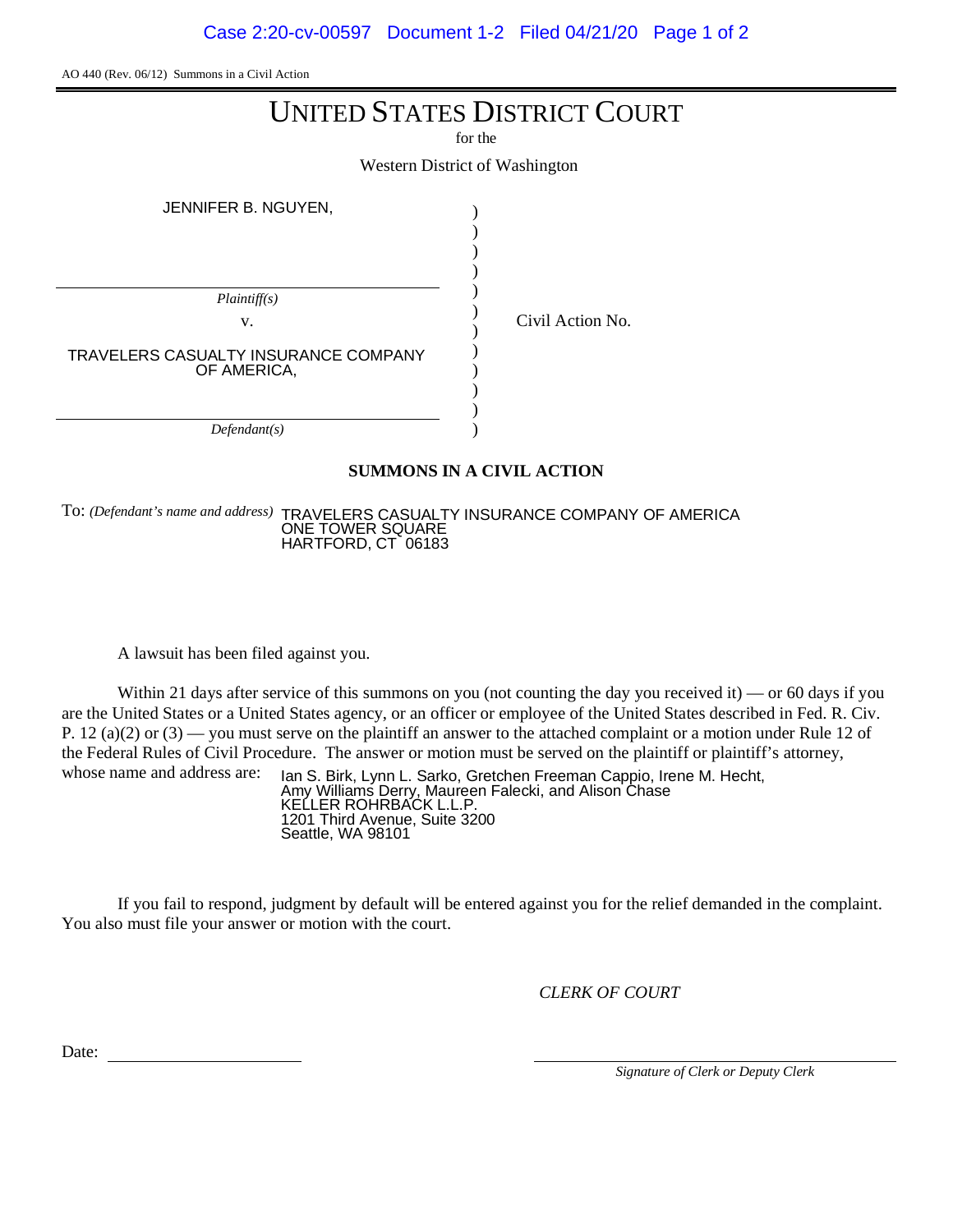AO 440 (Rev. 06/12) Summons in a Civil Action

# UNITED STATES DISTRICT COURT

for the

Western District of Washington

JENNIFER B. NGUYEN,

*Plaintiff(s)*

v.

TRAVELERS CASUALTY INSURANCE COMPANY OF AMERICA,

*Defendant(s)*

Civil Action No.

## SUMMONS IN A CIVIL ACTION

To: *(Defendant's name and address)* TRAVELERS CASUALTY INSURANCE COMPANY OF AMERICA
ONE TOWER SQUARE
HARTFORD, CT 06183

A lawsuit has been filed against you.

Within 21 days after service of this summons on you (not counting the day you received it) — or 60 days if you are the United States or a United States agency, or an officer or employee of the United States described in Fed. R. Civ. P. 12 (a)(2) or (3) — you must serve on the plaintiff an answer to the attached complaint or a motion under Rule 12 of the Federal Rules of Civil Procedure. The answer or motion must be served on the plaintiff or plaintiff's attorney, whose name and address are:

Ian S. Birk, Lynn L. Sarko, Gretchen Freeman Cappio, Irene M. Hecht,
Amy Williams Derry, Maureen Falecki, and Alison Chase
KELLER ROHRBACK L.L.P.
1201 Third Avenue, Suite 3200
Seattle, WA 98101

If you fail to respond, judgment by default will be entered against you for the relief demanded in the complaint. You also must file your answer or motion with the court.

*CLERK OF COURT*

Date: ____________________

____________________
*Signature of Clerk or Deputy Clerk*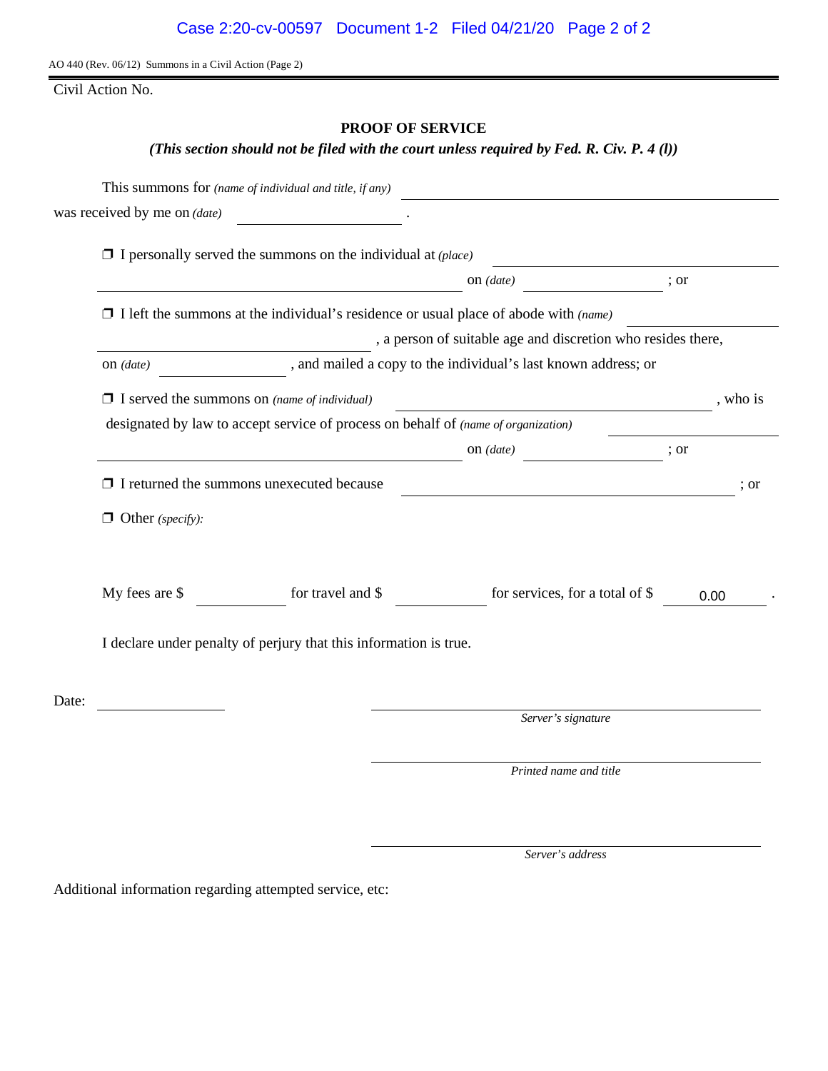AO 440 (Rev. 06/12) Summons in a Civil Action (Page 2)

Civil Action No.

## PROOF OF SERVICE

***(This section should not be filed with the court unless required by Fed. R. Civ. P. 4 (l))***

This summons for *(name of individual and title, if any)* \_\_\_\_\_\_\_\_\_\_\_\_\_\_\_\_\_\_\_\_\_\_\_\_\_\_\_\_\_\_\_\_\_\_\_\_\_\_\_\_

was received by me on *(date)* \_\_\_\_\_\_\_\_\_\_\_\_\_\_\_\_\_\_ .

❒ I personally served the summons on the individual at *(place)* \_\_\_\_\_\_\_\_\_\_\_\_\_\_\_\_\_\_\_\_\_\_\_\_\_\_\_\_\_\_

\_\_\_\_\_\_\_\_\_\_\_\_\_\_\_\_\_\_\_\_\_\_\_\_\_\_\_\_\_\_\_\_\_\_\_\_\_\_\_\_ on *(date)* \_\_\_\_\_\_\_\_\_\_\_\_\_\_\_\_ ; or

❒ I left the summons at the individual's residence or usual place of abode with *(name)* \_\_\_\_\_\_\_\_\_\_\_\_\_\_\_\_

\_\_\_\_\_\_\_\_\_\_\_\_\_\_\_\_\_\_\_\_\_\_\_\_\_\_\_\_\_\_\_\_ , a person of suitable age and discretion who resides there,

on *(date)* \_\_\_\_\_\_\_\_\_\_\_\_\_\_\_ , and mailed a copy to the individual's last known address; or

❒ I served the summons on *(name of individual)* \_\_\_\_\_\_\_\_\_\_\_\_\_\_\_\_\_\_\_\_\_\_\_\_\_\_\_\_\_\_\_\_\_\_ , who is

designated by law to accept service of process on behalf of *(name of organization)* \_\_\_\_\_\_\_\_\_\_\_\_\_\_\_\_

\_\_\_\_\_\_\_\_\_\_\_\_\_\_\_\_\_\_\_\_\_\_\_\_\_\_\_\_\_\_\_\_\_\_\_\_\_\_\_\_ on *(date)* \_\_\_\_\_\_\_\_\_\_\_\_\_\_\_\_ ; or

❒ I returned the summons unexecuted because \_\_\_\_\_\_\_\_\_\_\_\_\_\_\_\_\_\_\_\_\_\_\_\_\_\_\_\_\_\_\_\_\_\_\_\_\_\_\_\_ ; or

❒ Other *(specify)*:

My fees are $ \_\_\_\_\_\_\_\_\_\_ for travel and $ \_\_\_\_\_\_\_\_\_\_ for services, for a total of $ 0.00 .

I declare under penalty of perjury that this information is true.

Date: \_\_\_\_\_\_\_\_\_\_\_\_\_\_\_\_

\_\_\_\_\_\_\_\_\_\_\_\_\_\_\_\_\_\_\_\_\_\_\_\_\_\_\_\_\_\_\_\_\_\_\_\_\_\_\_\_
*Server's signature*

\_\_\_\_\_\_\_\_\_\_\_\_\_\_\_\_\_\_\_\_\_\_\_\_\_\_\_\_\_\_\_\_\_\_\_\_\_\_\_\_
*Printed name and title*

\_\_\_\_\_\_\_\_\_\_\_\_\_\_\_\_\_\_\_\_\_\_\_\_\_\_\_\_\_\_\_\_\_\_\_\_\_\_\_\_
*Server's address*

Additional information regarding attempted service, etc: